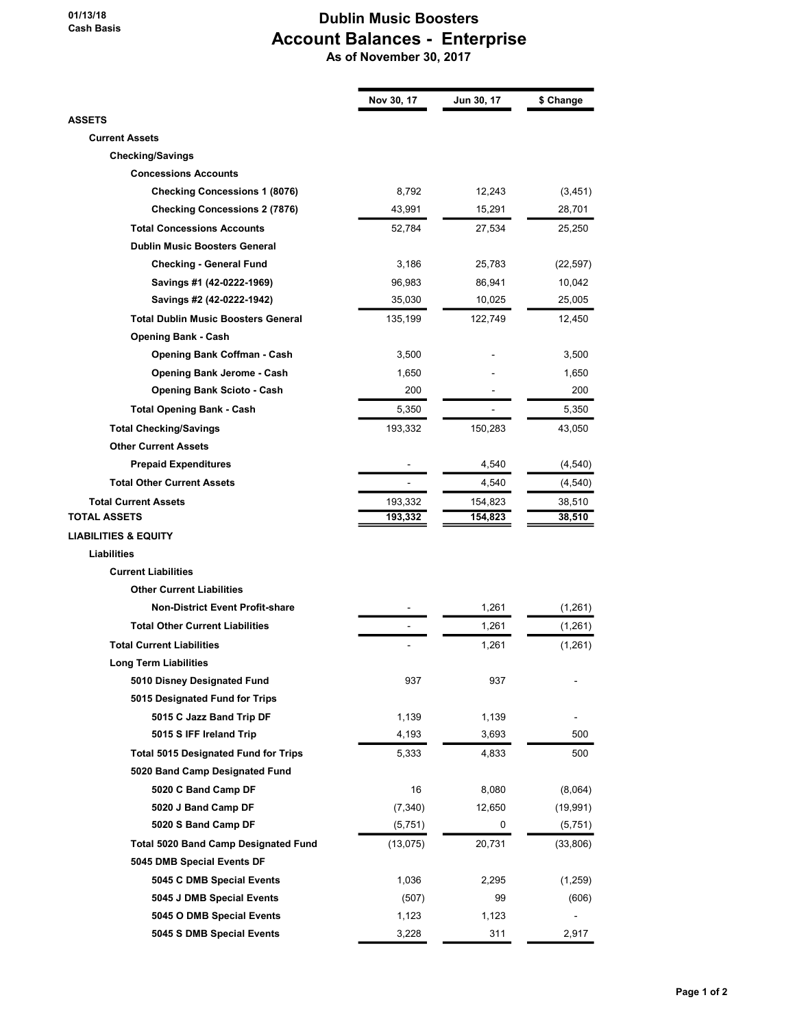01/13/18
Cash Basis

# Dublin Music Boosters
## Account Balances - Enterprise
### As of November 30, 2017

| | Nov 30, 17 | Jun 30, 17 | $ Change |
|---|---|---|---|
| **ASSETS** | | | |
| **Current Assets** | | | |
| **Checking/Savings** | | | |
| **Concessions Accounts** | | | |
| **Checking Concessions 1 (8076)** | 8,792 | 12,243 | (3,451) |
| **Checking Concessions 2 (7876)** | 43,991 | 15,291 | 28,701 |
| **Total Concessions Accounts** | 52,784 | 27,534 | 25,250 |
| **Dublin Music Boosters General** | | | |
| **Checking - General Fund** | 3,186 | 25,783 | (22,597) |
| **Savings #1 (42-0222-1969)** | 96,983 | 86,941 | 10,042 |
| **Savings #2 (42-0222-1942)** | 35,030 | 10,025 | 25,005 |
| **Total Dublin Music Boosters General** | 135,199 | 122,749 | 12,450 |
| **Opening Bank - Cash** | | | |
| **Opening Bank Coffman - Cash** | 3,500 | - | 3,500 |
| **Opening Bank Jerome - Cash** | 1,650 | - | 1,650 |
| **Opening Bank Scioto - Cash** | 200 | - | 200 |
| **Total Opening Bank - Cash** | 5,350 | - | 5,350 |
| **Total Checking/Savings** | 193,332 | 150,283 | 43,050 |
| **Other Current Assets** | | | |
| **Prepaid Expenditures** | - | 4,540 | (4,540) |
| **Total Other Current Assets** | - | 4,540 | (4,540) |
| **Total Current Assets** | 193,332 | 154,823 | 38,510 |
| **TOTAL ASSETS** | 193,332 | 154,823 | 38,510 |
| **LIABILITIES & EQUITY** | | | |
| **Liabilities** | | | |
| **Current Liabilities** | | | |
| **Other Current Liabilities** | | | |
| **Non-District Event Profit-share** | - | 1,261 | (1,261) |
| **Total Other Current Liabilities** | - | 1,261 | (1,261) |
| **Total Current Liabilities** | - | 1,261 | (1,261) |
| **Long Term Liabilities** | | | |
| **5010 Disney Designated Fund** | 937 | 937 | - |
| **5015 Designated Fund for Trips** | | | |
| **5015 C Jazz Band Trip DF** | 1,139 | 1,139 | - |
| **5015 S IFF Ireland Trip** | 4,193 | 3,693 | 500 |
| **Total 5015 Designated Fund for Trips** | 5,333 | 4,833 | 500 |
| **5020 Band Camp Designated Fund** | | | |
| **5020 C Band Camp DF** | 16 | 8,080 | (8,064) |
| **5020 J Band Camp DF** | (7,340) | 12,650 | (19,991) |
| **5020 S Band Camp DF** | (5,751) | 0 | (5,751) |
| **Total 5020 Band Camp Designated Fund** | (13,075) | 20,731 | (33,806) |
| **5045 DMB Special Events DF** | | | |
| **5045 C DMB Special Events** | 1,036 | 2,295 | (1,259) |
| **5045 J DMB Special Events** | (507) | 99 | (606) |
| **5045 O DMB Special Events** | 1,123 | 1,123 | - |
| **5045 S DMB Special Events** | 3,228 | 311 | 2,917 |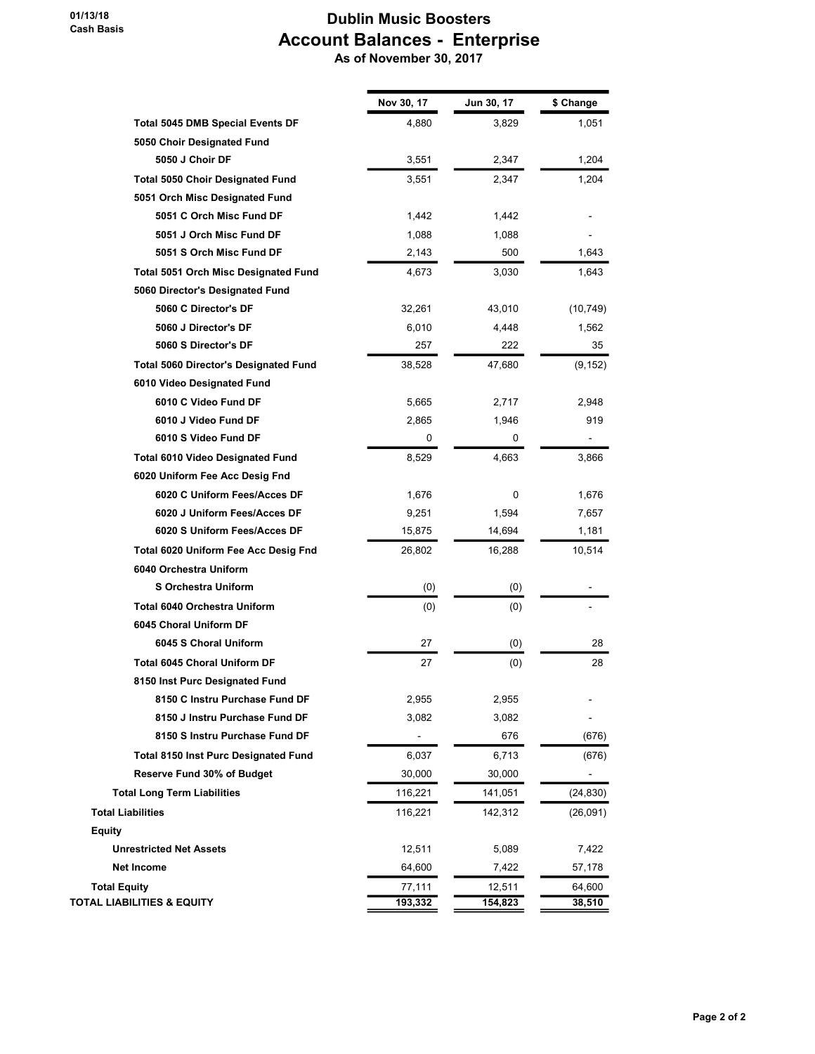01/13/18
Cash Basis

# Dublin Music Boosters
## Account Balances - Enterprise
### As of November 30, 2017

| | Nov 30, 17 | Jun 30, 17 | $ Change |
|---|---|---|---|
| Total 5045 DMB Special Events DF | 4,880 | 3,829 | 1,051 |
| 5050 Choir Designated Fund | | | |
| 5050 J Choir DF | 3,551 | 2,347 | 1,204 |
| Total 5050 Choir Designated Fund | 3,551 | 2,347 | 1,204 |
| 5051 Orch Misc Designated Fund | | | |
| 5051 C Orch Misc Fund DF | 1,442 | 1,442 | - |
| 5051 J Orch Misc Fund DF | 1,088 | 1,088 | - |
| 5051 S Orch Misc Fund DF | 2,143 | 500 | 1,643 |
| Total 5051 Orch Misc Designated Fund | 4,673 | 3,030 | 1,643 |
| 5060 Director's Designated Fund | | | |
| 5060 C Director's DF | 32,261 | 43,010 | (10,749) |
| 5060 J Director's DF | 6,010 | 4,448 | 1,562 |
| 5060 S Director's DF | 257 | 222 | 35 |
| Total 5060 Director's Designated Fund | 38,528 | 47,680 | (9,152) |
| 6010 Video Designated Fund | | | |
| 6010 C Video Fund DF | 5,665 | 2,717 | 2,948 |
| 6010 J Video Fund DF | 2,865 | 1,946 | 919 |
| 6010 S Video Fund DF | 0 | 0 | - |
| Total 6010 Video Designated Fund | 8,529 | 4,663 | 3,866 |
| 6020 Uniform Fee Acc Desig Fnd | | | |
| 6020 C Uniform Fees/Acces DF | 1,676 | 0 | 1,676 |
| 6020 J Uniform Fees/Acces DF | 9,251 | 1,594 | 7,657 |
| 6020 S Uniform Fees/Acces DF | 15,875 | 14,694 | 1,181 |
| Total 6020 Uniform Fee Acc Desig Fnd | 26,802 | 16,288 | 10,514 |
| 6040 Orchestra Uniform | | | |
| S Orchestra Uniform | (0) | (0) | - |
| Total 6040 Orchestra Uniform | (0) | (0) | - |
| 6045 Choral Uniform DF | | | |
| 6045 S Choral Uniform | 27 | (0) | 28 |
| Total 6045 Choral Uniform DF | 27 | (0) | 28 |
| 8150 Inst Purc Designated Fund | | | |
| 8150 C Instru Purchase Fund DF | 2,955 | 2,955 | - |
| 8150 J Instru Purchase Fund DF | 3,082 | 3,082 | - |
| 8150 S Instru Purchase Fund DF | - | 676 | (676) |
| Total 8150 Inst Purc Designated Fund | 6,037 | 6,713 | (676) |
| Reserve Fund 30% of Budget | 30,000 | 30,000 | - |
| Total Long Term Liabilities | 116,221 | 141,051 | (24,830) |
| Total Liabilities | 116,221 | 142,312 | (26,091) |
| Equity | | | |
| Unrestricted Net Assets | 12,511 | 5,089 | 7,422 |
| Net Income | 64,600 | 7,422 | 57,178 |
| Total Equity | 77,111 | 12,511 | 64,600 |
| TOTAL LIABILITIES & EQUITY | 193,332 | 154,823 | 38,510 |